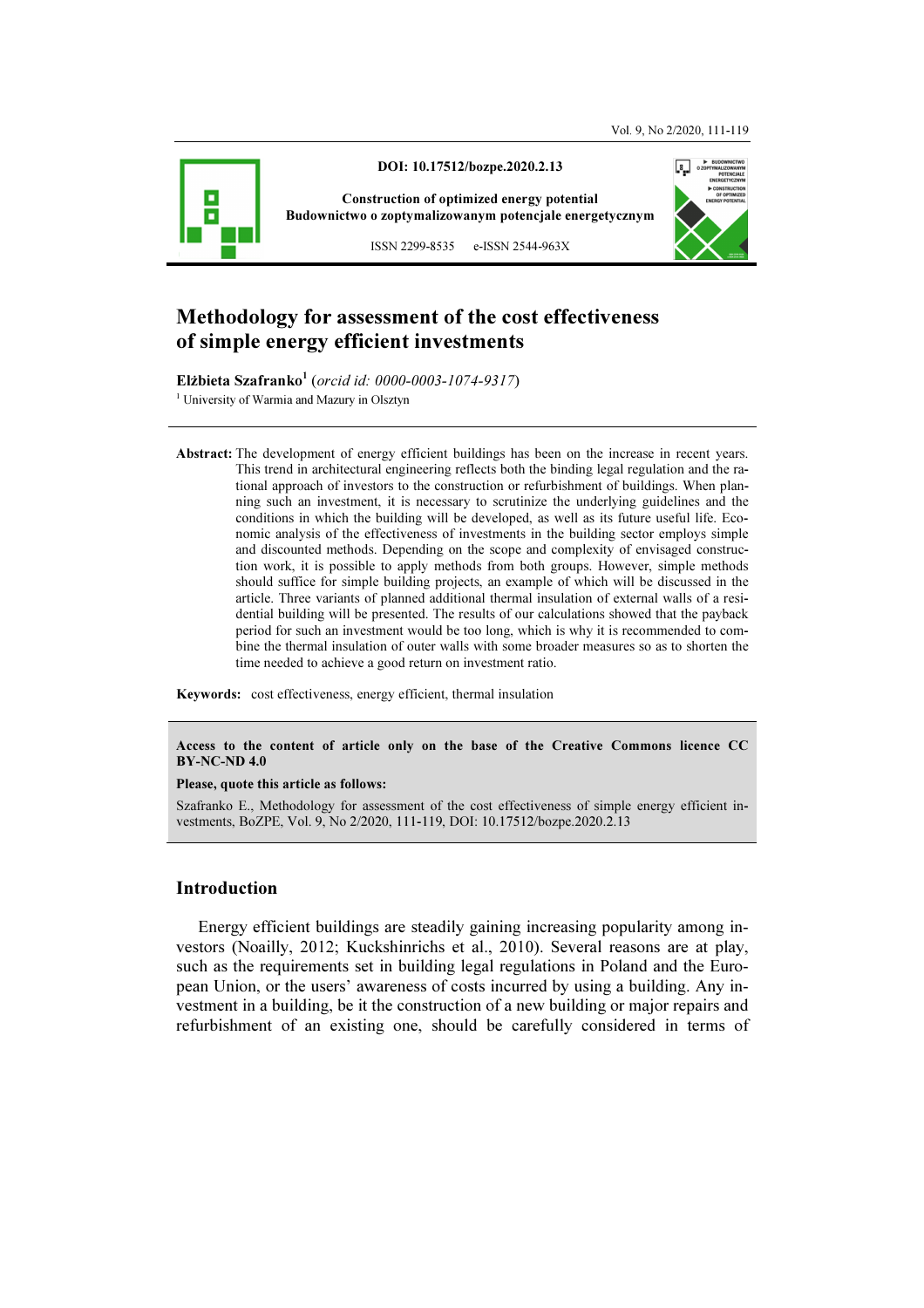**DOI: 10.17512/bozpe.2020.2.13**

**Construction of optimized energy potential**
**Budownictwo o zoptymalizowanym potencjale energetycznym**

ISSN 2299-8535 e-ISSN 2544-963X

# Methodology for assessment of the cost effectiveness of simple energy efficient investments

**Elżbieta Szafranko**[1] (*orcid id: 0000-0003-1074-9317*)

[1] University of Warmia and Mazury in Olsztyn

**Abstract:** The development of energy efficient buildings has been on the increase in recent years. This trend in architectural engineering reflects both the binding legal regulation and the rational approach of investors to the construction or refurbishment of buildings. When planning such an investment, it is necessary to scrutinize the underlying guidelines and the conditions in which the building will be developed, as well as its future useful life. Economic analysis of the effectiveness of investments in the building sector employs simple and discounted methods. Depending on the scope and complexity of envisaged construction work, it is possible to apply methods from both groups. However, simple methods should suffice for simple building projects, an example of which will be discussed in the article. Three variants of planned additional thermal insulation of external walls of a residential building will be presented. The results of our calculations showed that the payback period for such an investment would be too long, which is why it is recommended to combine the thermal insulation of outer walls with some broader measures so as to shorten the time needed to achieve a good return on investment ratio.

**Keywords:** cost effectiveness, energy efficient, thermal insulation

**Access to the content of article only on the base of the Creative Commons licence CC BY-NC-ND 4.0**

**Please, quote this article as follows:**

Szafranko E., Methodology for assessment of the cost effectiveness of simple energy efficient investments, BoZPE, Vol. 9, No 2/2020, 111-119, DOI: 10.17512/bozpe.2020.2.13

## Introduction

Energy efficient buildings are steadily gaining increasing popularity among investors (Noailly, 2012; Kuckshinrichs et al., 2010). Several reasons are at play, such as the requirements set in building legal regulations in Poland and the European Union, or the users' awareness of costs incurred by using a building. Any investment in a building, be it the construction of a new building or major repairs and refurbishment of an existing one, should be carefully considered in terms of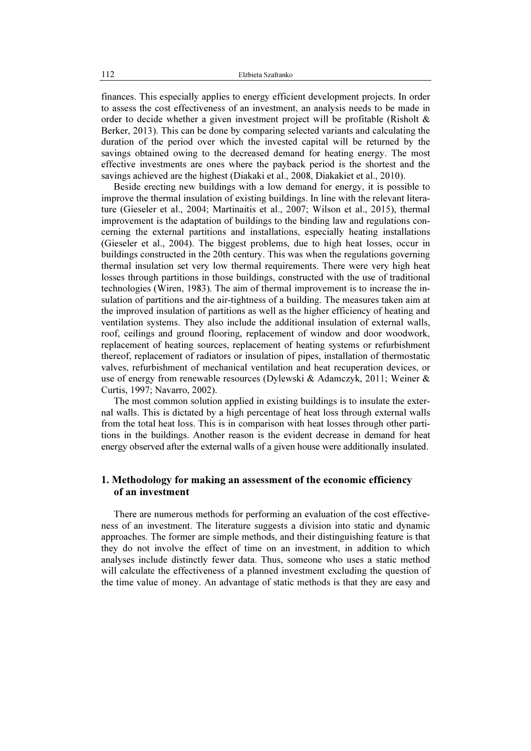finances. This especially applies to energy efficient development projects. In order to assess the cost effectiveness of an investment, an analysis needs to be made in order to decide whether a given investment project will be profitable (Risholt & Berker, 2013). This can be done by comparing selected variants and calculating the duration of the period over which the invested capital will be returned by the savings obtained owing to the decreased demand for heating energy. The most effective investments are ones where the payback period is the shortest and the savings achieved are the highest (Diakaki et al., 2008, Diakakiet et al., 2010).

Beside erecting new buildings with a low demand for energy, it is possible to improve the thermal insulation of existing buildings. In line with the relevant literature (Gieseler et al., 2004; Martinaitis et al., 2007; Wilson et al., 2015), thermal improvement is the adaptation of buildings to the binding law and regulations concerning the external partitions and installations, especially heating installations (Gieseler et al., 2004). The biggest problems, due to high heat losses, occur in buildings constructed in the 20th century. This was when the regulations governing thermal insulation set very low thermal requirements. There were very high heat losses through partitions in those buildings, constructed with the use of traditional technologies (Wiren, 1983). The aim of thermal improvement is to increase the insulation of partitions and the air-tightness of a building. The measures taken aim at the improved insulation of partitions as well as the higher efficiency of heating and ventilation systems. They also include the additional insulation of external walls, roof, ceilings and ground flooring, replacement of window and door woodwork, replacement of heating sources, replacement of heating systems or refurbishment thereof, replacement of radiators or insulation of pipes, installation of thermostatic valves, refurbishment of mechanical ventilation and heat recuperation devices, or use of energy from renewable resources (Dylewski & Adamczyk, 2011; Weiner & Curtis, 1997; Navarro, 2002).

The most common solution applied in existing buildings is to insulate the external walls. This is dictated by a high percentage of heat loss through external walls from the total heat loss. This is in comparison with heat losses through other partitions in the buildings. Another reason is the evident decrease in demand for heat energy observed after the external walls of a given house were additionally insulated.

## 1. Methodology for making an assessment of the economic efficiency of an investment

There are numerous methods for performing an evaluation of the cost effectiveness of an investment. The literature suggests a division into static and dynamic approaches. The former are simple methods, and their distinguishing feature is that they do not involve the effect of time on an investment, in addition to which analyses include distinctly fewer data. Thus, someone who uses a static method will calculate the effectiveness of a planned investment excluding the question of the time value of money. An advantage of static methods is that they are easy and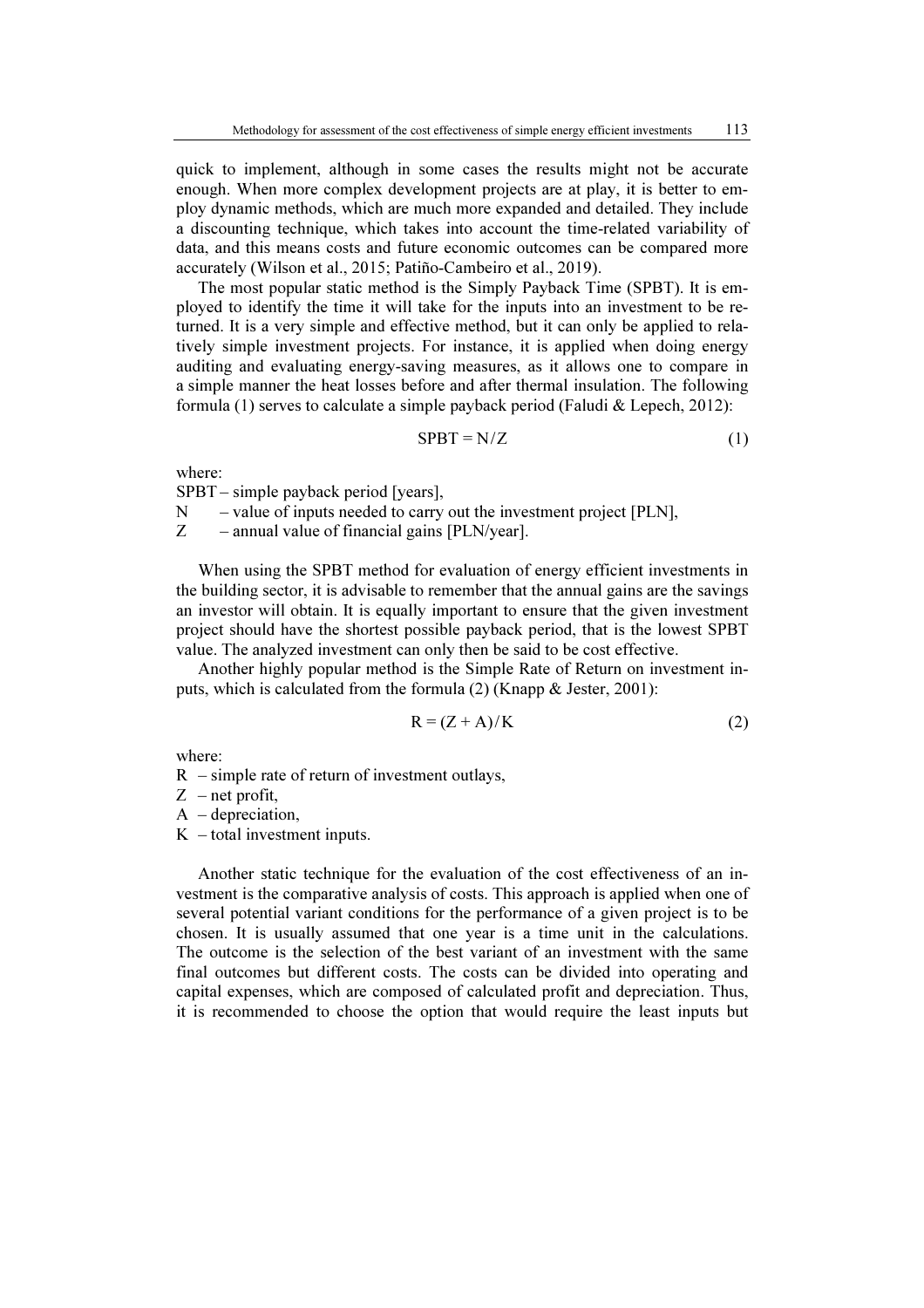quick to implement, although in some cases the results might not be accurate enough. When more complex development projects are at play, it is better to employ dynamic methods, which are much more expanded and detailed. They include a discounting technique, which takes into account the time-related variability of data, and this means costs and future economic outcomes can be compared more accurately (Wilson et al., 2015; Patiño-Cambeiro et al., 2019).

The most popular static method is the Simply Payback Time (SPBT). It is employed to identify the time it will take for the inputs into an investment to be returned. It is a very simple and effective method, but it can only be applied to relatively simple investment projects. For instance, it is applied when doing energy auditing and evaluating energy-saving measures, as it allows one to compare in a simple manner the heat losses before and after thermal insulation. The following formula (1) serves to calculate a simple payback period (Faludi & Lepech, 2012):

$$\text{SPBT} = \text{N}/\text{Z} \tag{1}$$

where:
SPBT – simple payback period [years],
N – value of inputs needed to carry out the investment project [PLN],
Z – annual value of financial gains [PLN/year].

When using the SPBT method for evaluation of energy efficient investments in the building sector, it is advisable to remember that the annual gains are the savings an investor will obtain. It is equally important to ensure that the given investment project should have the shortest possible payback period, that is the lowest SPBT value. The analyzed investment can only then be said to be cost effective.

Another highly popular method is the Simple Rate of Return on investment inputs, which is calculated from the formula (2) (Knapp & Jester, 2001):

$$\text{R} = (\text{Z} + \text{A})/\text{K} \tag{2}$$

where:
R – simple rate of return of investment outlays,
Z – net profit,
A – depreciation,
K – total investment inputs.

Another static technique for the evaluation of the cost effectiveness of an investment is the comparative analysis of costs. This approach is applied when one of several potential variant conditions for the performance of a given project is to be chosen. It is usually assumed that one year is a time unit in the calculations. The outcome is the selection of the best variant of an investment with the same final outcomes but different costs. The costs can be divided into operating and capital expenses, which are composed of calculated profit and depreciation. Thus, it is recommended to choose the option that would require the least inputs but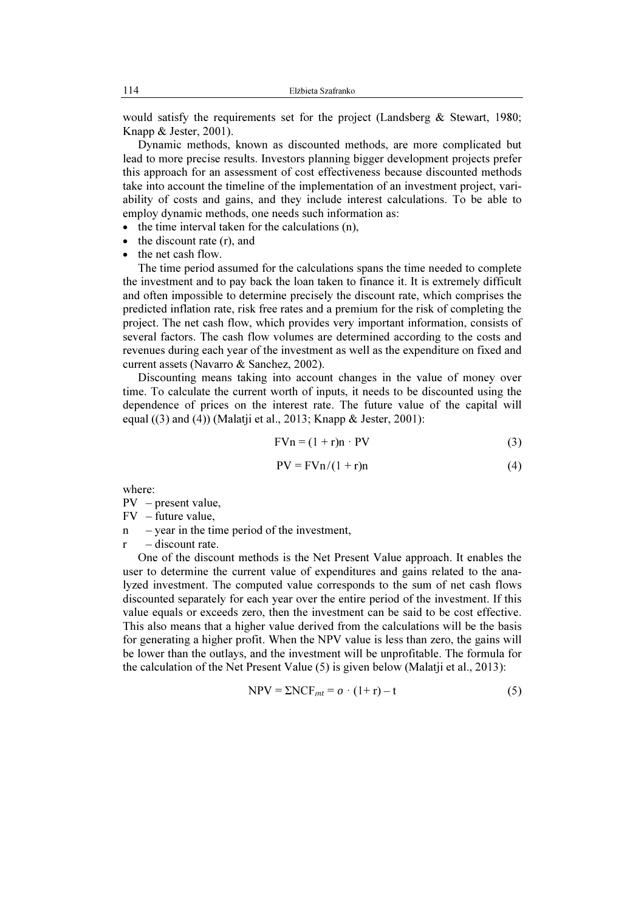would satisfy the requirements set for the project (Landsberg & Stewart, 1980; Knapp & Jester, 2001).

Dynamic methods, known as discounted methods, are more complicated but lead to more precise results. Investors planning bigger development projects prefer this approach for an assessment of cost effectiveness because discounted methods take into account the timeline of the implementation of an investment project, variability of costs and gains, and they include interest calculations. To be able to employ dynamic methods, one needs such information as:

- the time interval taken for the calculations (n),
- the discount rate (r), and
- the net cash flow.

The time period assumed for the calculations spans the time needed to complete the investment and to pay back the loan taken to finance it. It is extremely difficult and often impossible to determine precisely the discount rate, which comprises the predicted inflation rate, risk free rates and a premium for the risk of completing the project. The net cash flow, which provides very important information, consists of several factors. The cash flow volumes are determined according to the costs and revenues during each year of the investment as well as the expenditure on fixed and current assets (Navarro & Sanchez, 2002).

Discounting means taking into account changes in the value of money over time. To calculate the current worth of inputs, it needs to be discounted using the dependence of prices on the interest rate. The future value of the capital will equal ((3) and (4)) (Malatji et al., 2013; Knapp & Jester, 2001):

$$FVn = (1 + r)n \cdot PV \tag{3}$$

$$PV = FVn / (1 + r)n \tag{4}$$

where:

PV – present value,
FV – future value,
n – year in the time period of the investment,
r – discount rate.

One of the discount methods is the Net Present Value approach. It enables the user to determine the current value of expenditures and gains related to the analyzed investment. The computed value corresponds to the sum of net cash flows discounted separately for each year over the entire period of the investment. If this value equals or exceeds zero, then the investment can be said to be cost effective. This also means that a higher value derived from the calculations will be the basis for generating a higher profit. When the NPV value is less than zero, the gains will be lower than the outlays, and the investment will be unprofitable. The formula for the calculation of the Net Present Value (5) is given below (Malatji et al., 2013):

$$NPV = \Sigma NCF_{nt} = o \cdot (1 + r) - t \tag{5}$$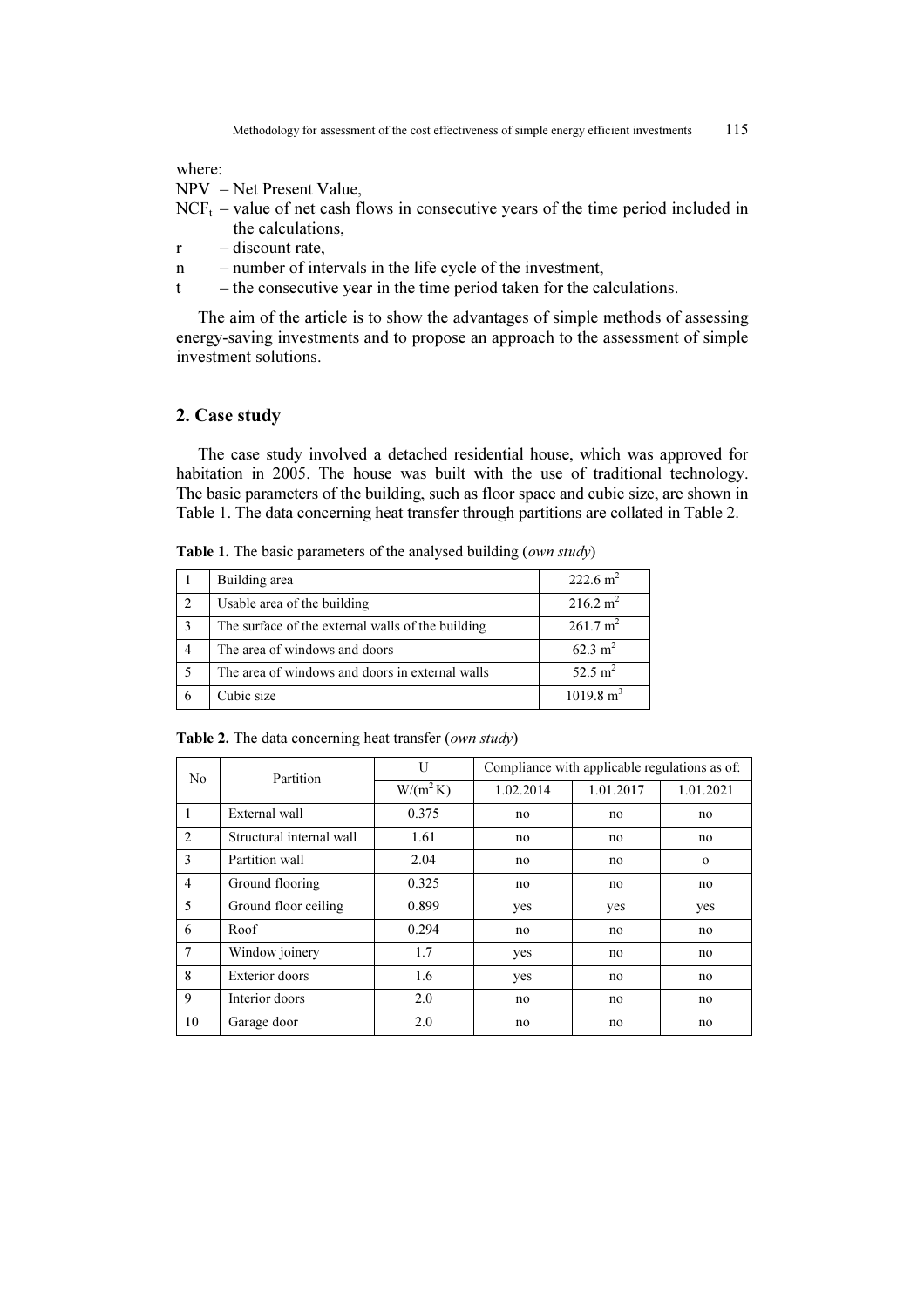where:

NPV – Net Present Value,

$NCF_t$ – value of net cash flows in consecutive years of the time period included in the calculations,

r – discount rate,

n – number of intervals in the life cycle of the investment,

t – the consecutive year in the time period taken for the calculations.

The aim of the article is to show the advantages of simple methods of assessing energy-saving investments and to propose an approach to the assessment of simple investment solutions.

## 2. Case study

The case study involved a detached residential house, which was approved for habitation in 2005. The house was built with the use of traditional technology. The basic parameters of the building, such as floor space and cubic size, are shown in Table 1. The data concerning heat transfer through partitions are collated in Table 2.

**Table 1.** The basic parameters of the analysed building (*own study*)

| | | |
|---|---|---|
| 1 | Building area | 222.6 m$^2$ |
| 2 | Usable area of the building | 216.2 m$^2$ |
| 3 | The surface of the external walls of the building | 261.7 m$^2$ |
| 4 | The area of windows and doors | 62.3 m$^2$ |
| 5 | The area of windows and doors in external walls | 52.5 m$^2$ |
| 6 | Cubic size | 1019.8 m$^3$ |

**Table 2.** The data concerning heat transfer (*own study*)

| No | Partition | U | Compliance with applicable regulations as of: | | |
|---|---|---|---|---|---|
| | | W/(m$^2$ K) | 1.02.2014 | 1.01.2017 | 1.01.2021 |
| 1 | External wall | 0.375 | no | no | no |
| 2 | Structural internal wall | 1.61 | no | no | no |
| 3 | Partition wall | 2.04 | no | no | o |
| 4 | Ground flooring | 0.325 | no | no | no |
| 5 | Ground floor ceiling | 0.899 | yes | yes | yes |
| 6 | Roof | 0.294 | no | no | no |
| 7 | Window joinery | 1.7 | yes | no | no |
| 8 | Exterior doors | 1.6 | yes | no | no |
| 9 | Interior doors | 2.0 | no | no | no |
| 10 | Garage door | 2.0 | no | no | no |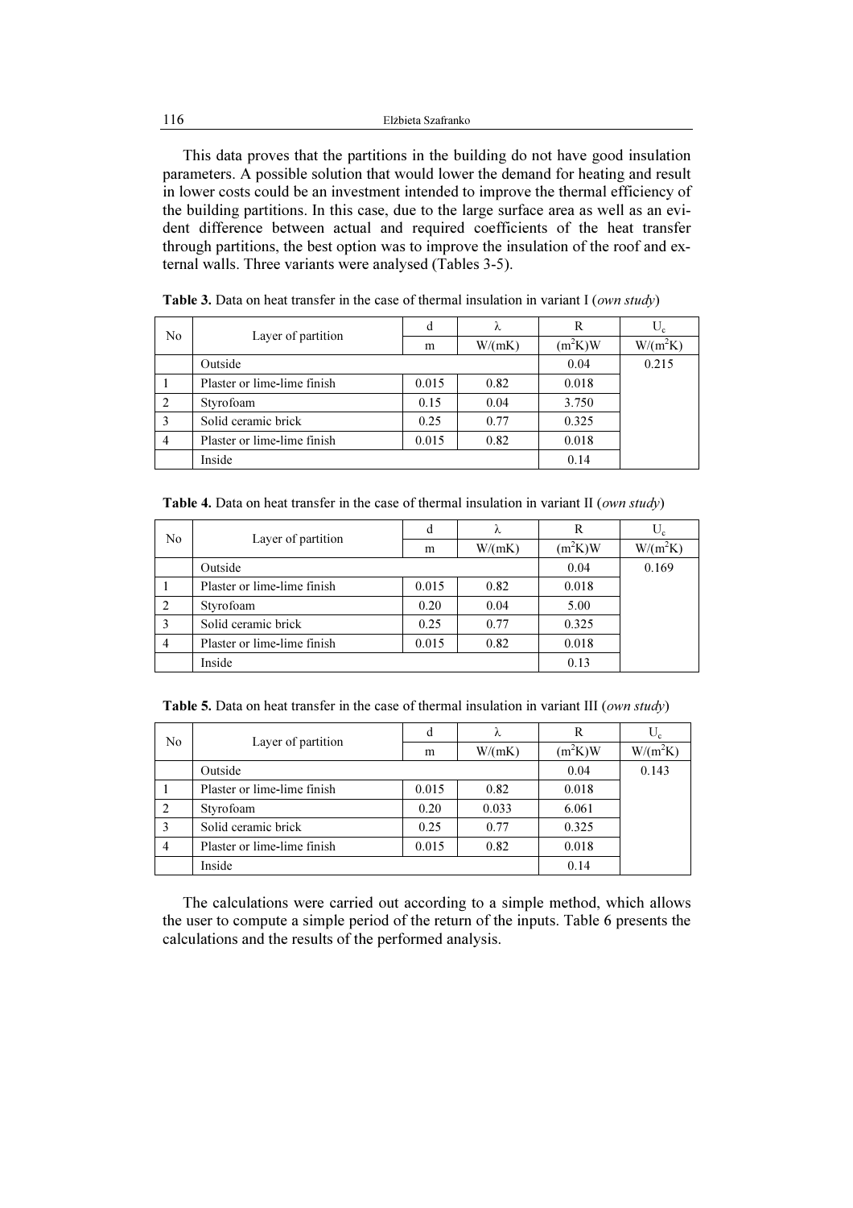This data proves that the partitions in the building do not have good insulation parameters. A possible solution that would lower the demand for heating and result in lower costs could be an investment intended to improve the thermal efficiency of the building partitions. In this case, due to the large surface area as well as an evident difference between actual and required coefficients of the heat transfer through partitions, the best option was to improve the insulation of the roof and external walls. Three variants were analysed (Tables 3-5).

**Table 3.** Data on heat transfer in the case of thermal insulation in variant I (*own study*)

| No | Layer of partition | d | λ | R | $U_c$ |
|---|---|---|---|---|---|
| | | m | W/(mK) | $(m^2K)W$ | $W/(m^2K)$ |
| | Outside | | | 0.04 | 0.215 |
| 1 | Plaster or lime-lime finish | 0.015 | 0.82 | 0.018 | |
| 2 | Styrofoam | 0.15 | 0.04 | 3.750 | |
| 3 | Solid ceramic brick | 0.25 | 0.77 | 0.325 | |
| 4 | Plaster or lime-lime finish | 0.015 | 0.82 | 0.018 | |
| | Inside | | | 0.14 | |

**Table 4.** Data on heat transfer in the case of thermal insulation in variant II (*own study*)

| No | Layer of partition | d | λ | R | $U_c$ |
|---|---|---|---|---|---|
| | | m | W/(mK) | $(m^2K)W$ | $W/(m^2K)$ |
| | Outside | | | 0.04 | 0.169 |
| 1 | Plaster or lime-lime finish | 0.015 | 0.82 | 0.018 | |
| 2 | Styrofoam | 0.20 | 0.04 | 5.00 | |
| 3 | Solid ceramic brick | 0.25 | 0.77 | 0.325 | |
| 4 | Plaster or lime-lime finish | 0.015 | 0.82 | 0.018 | |
| | Inside | | | 0.13 | |

**Table 5.** Data on heat transfer in the case of thermal insulation in variant III (*own study*)

| No | Layer of partition | d | λ | R | $U_c$ |
|---|---|---|---|---|---|
| | | m | W/(mK) | $(m^2K)W$ | $W/(m^2K)$ |
| | Outside | | | 0.04 | 0.143 |
| 1 | Plaster or lime-lime finish | 0.015 | 0.82 | 0.018 | |
| 2 | Styrofoam | 0.20 | 0.033 | 6.061 | |
| 3 | Solid ceramic brick | 0.25 | 0.77 | 0.325 | |
| 4 | Plaster or lime-lime finish | 0.015 | 0.82 | 0.018 | |
| | Inside | | | 0.14 | |

The calculations were carried out according to a simple method, which allows the user to compute a simple period of the return of the inputs. Table 6 presents the calculations and the results of the performed analysis.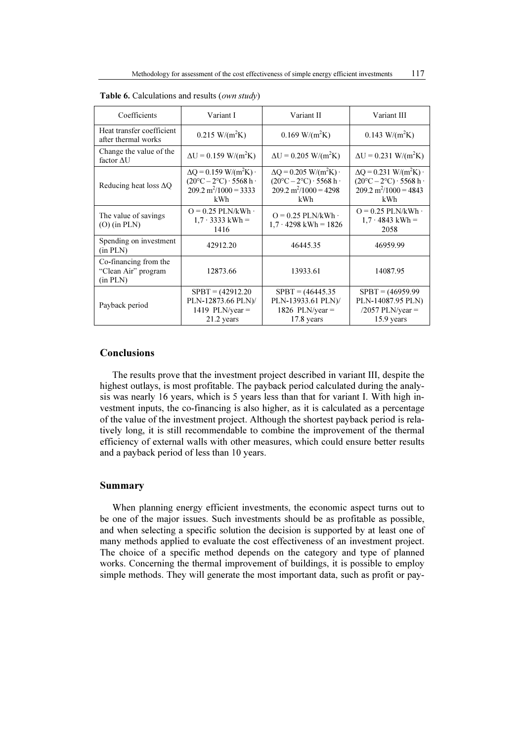**Table 6.** Calculations and results (*own study*)

| Coefficients | Variant I | Variant II | Variant III |
|---|---|---|---|
| Heat transfer coefficient after thermal works | 0.215 W/(m$^2$K) | 0.169 W/(m$^2$K) | 0.143 W/(m$^2$K) |
| Change the value of the factor ΔU | ΔU = 0.159 W/(m$^2$K) | ΔU = 0.205 W/(m$^2$K) | ΔU = 0.231 W/(m$^2$K) |
| Reducing heat loss ΔQ | ΔQ = 0.159 W/(m$^2$K) · (20°C – 2°C) · 5568 h · 209.2 m$^2$/1000 = 3333 kWh | ΔQ = 0.205 W/(m$^2$K) · (20°C – 2°C) · 5568 h · 209.2 m$^2$/1000 = 4298 kWh | ΔQ = 0.231 W/(m$^2$K) · (20°C – 2°C) · 5568 h · 209.2 m$^2$/1000 = 4843 kWh |
| The value of savings (O) (in PLN) | O = 0.25 PLN/kWh · 1,7 · 3333 kWh = 1416 | O = 0.25 PLN/kWh · 1,7 · 4298 kWh = 1826 | O = 0.25 PLN/kWh · 1,7 · 4843 kWh = 2058 |
| Spending on investment (in PLN) | 42912.20 | 46445.35 | 46959.99 |
| Co-financing from the "Clean Air" program (in PLN) | 12873.66 | 13933.61 | 14087.95 |
| Payback period | SPBT = (42912.20 PLN-12873.66 PLN)/ 1419 PLN/year = 21.2 years | SPBT = (46445.35 PLN-13933.61 PLN)/ 1826 PLN/year = 17.8 years | SPBT = (46959.99 PLN-14087.95 PLN) /2057 PLN/year = 15.9 years |

## Conclusions

The results prove that the investment project described in variant III, despite the highest outlays, is most profitable. The payback period calculated during the analysis was nearly 16 years, which is 5 years less than that for variant I. With high investment inputs, the co-financing is also higher, as it is calculated as a percentage of the value of the investment project. Although the shortest payback period is relatively long, it is still recommendable to combine the improvement of the thermal efficiency of external walls with other measures, which could ensure better results and a payback period of less than 10 years.

## Summary

When planning energy efficient investments, the economic aspect turns out to be one of the major issues. Such investments should be as profitable as possible, and when selecting a specific solution the decision is supported by at least one of many methods applied to evaluate the cost effectiveness of an investment project. The choice of a specific method depends on the category and type of planned works. Concerning the thermal improvement of buildings, it is possible to employ simple methods. They will generate the most important data, such as profit or pay-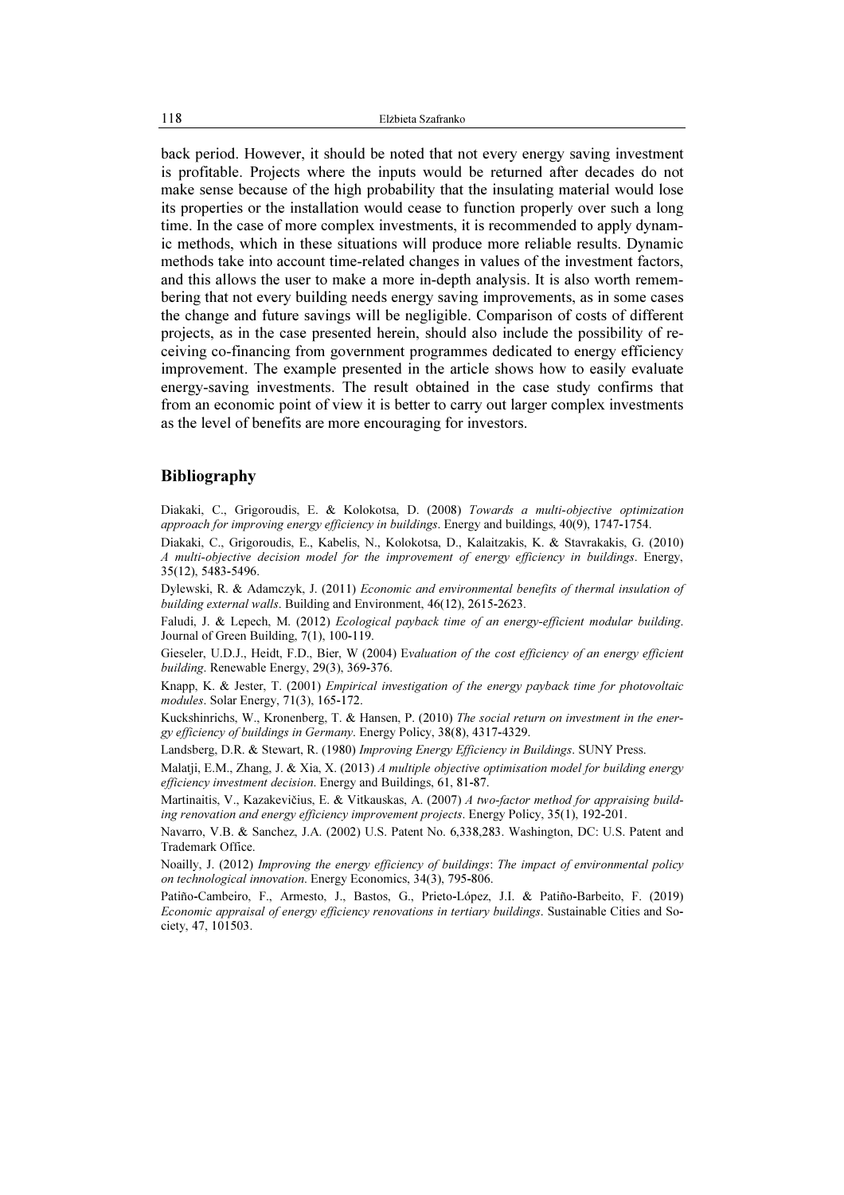back period. However, it should be noted that not every energy saving investment is profitable. Projects where the inputs would be returned after decades do not make sense because of the high probability that the insulating material would lose its properties or the installation would cease to function properly over such a long time. In the case of more complex investments, it is recommended to apply dynamic methods, which in these situations will produce more reliable results. Dynamic methods take into account time-related changes in values of the investment factors, and this allows the user to make a more in-depth analysis. It is also worth remembering that not every building needs energy saving improvements, as in some cases the change and future savings will be negligible. Comparison of costs of different projects, as in the case presented herein, should also include the possibility of receiving co-financing from government programmes dedicated to energy efficiency improvement. The example presented in the article shows how to easily evaluate energy-saving investments. The result obtained in the case study confirms that from an economic point of view it is better to carry out larger complex investments as the level of benefits are more encouraging for investors.

## Bibliography

Diakaki, C., Grigoroudis, E. & Kolokotsa, D. (2008) *Towards a multi-objective optimization approach for improving energy efficiency in buildings*. Energy and buildings, 40(9), 1747-1754.

Diakaki, C., Grigoroudis, E., Kabelis, N., Kolokotsa, D., Kalaitzakis, K. & Stavrakakis, G. (2010) *A multi-objective decision model for the improvement of energy efficiency in buildings*. Energy, 35(12), 5483-5496.

Dylewski, R. & Adamczyk, J. (2011) *Economic and environmental benefits of thermal insulation of building external walls*. Building and Environment, 46(12), 2615-2623.

Faludi, J. & Lepech, M. (2012) *Ecological payback time of an energy-efficient modular building*. Journal of Green Building, 7(1), 100-119.

Gieseler, U.D.J., Heidt, F.D., Bier, W (2004) E*valuation of the cost efficiency of an energy efficient building*. Renewable Energy, 29(3), 369-376.

Knapp, K. & Jester, T. (2001) *Empirical investigation of the energy payback time for photovoltaic modules*. Solar Energy, 71(3), 165-172.

Kuckshinrichs, W., Kronenberg, T. & Hansen, P. (2010) *The social return on investment in the energy efficiency of buildings in Germany*. Energy Policy, 38(8), 4317-4329.

Landsberg, D.R. & Stewart, R. (1980) *Improving Energy Efficiency in Buildings*. SUNY Press.

Malatji, E.M., Zhang, J. & Xia, X. (2013) *A multiple objective optimisation model for building energy efficiency investment decision*. Energy and Buildings, 61, 81-87.

Martinaitis, V., Kazakevičius, E. & Vitkauskas, A. (2007) *A two-factor method for appraising building renovation and energy efficiency improvement projects*. Energy Policy, 35(1), 192-201.

Navarro, V.B. & Sanchez, J.A. (2002) U.S. Patent No. 6,338,283. Washington, DC: U.S. Patent and Trademark Office.

Noailly, J. (2012) *Improving the energy efficiency of buildings*: *The impact of environmental policy on technological innovation*. Energy Economics, 34(3), 795-806.

Patiño-Cambeiro, F., Armesto, J., Bastos, G., Prieto-López, J.I. & Patiño-Barbeito, F. (2019) *Economic appraisal of energy efficiency renovations in tertiary buildings*. Sustainable Cities and Society, 47, 101503.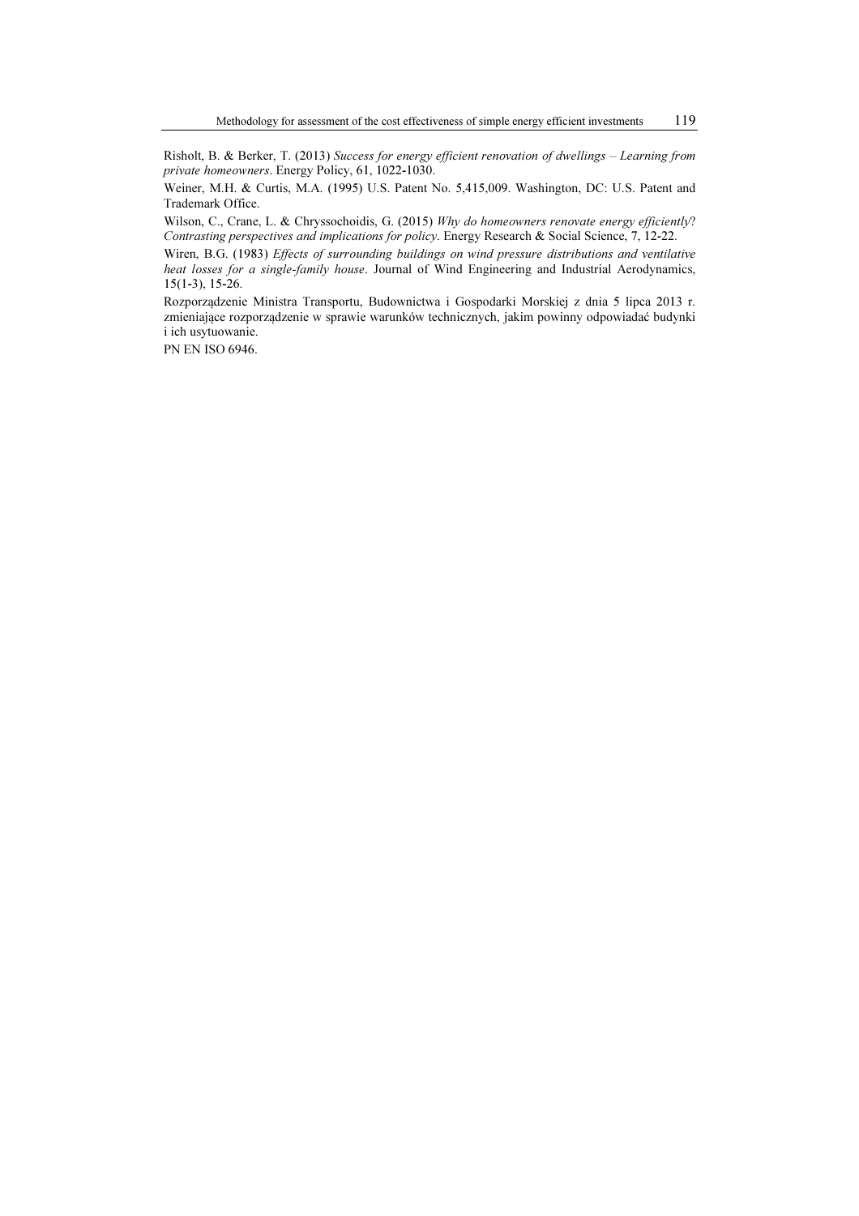Risholt, B. & Berker, T. (2013) *Success for energy efficient renovation of dwellings – Learning from private homeowners*. Energy Policy, 61, 1022-1030.

Weiner, M.H. & Curtis, M.A. (1995) U.S. Patent No. 5,415,009. Washington, DC: U.S. Patent and Trademark Office.

Wilson, C., Crane, L. & Chryssochoidis, G. (2015) *Why do homeowners renovate energy efficiently? Contrasting perspectives and implications for policy*. Energy Research & Social Science, 7, 12-22.

Wiren, B.G. (1983) *Effects of surrounding buildings on wind pressure distributions and ventilative heat losses for a single-family house*. Journal of Wind Engineering and Industrial Aerodynamics, 15(1-3), 15-26.

Rozporządzenie Ministra Transportu, Budownictwa i Gospodarki Morskiej z dnia 5 lipca 2013 r. zmieniające rozporządzenie w sprawie warunków technicznych, jakim powinny odpowiadać budynki i ich usytuowanie.

PN EN ISO 6946.